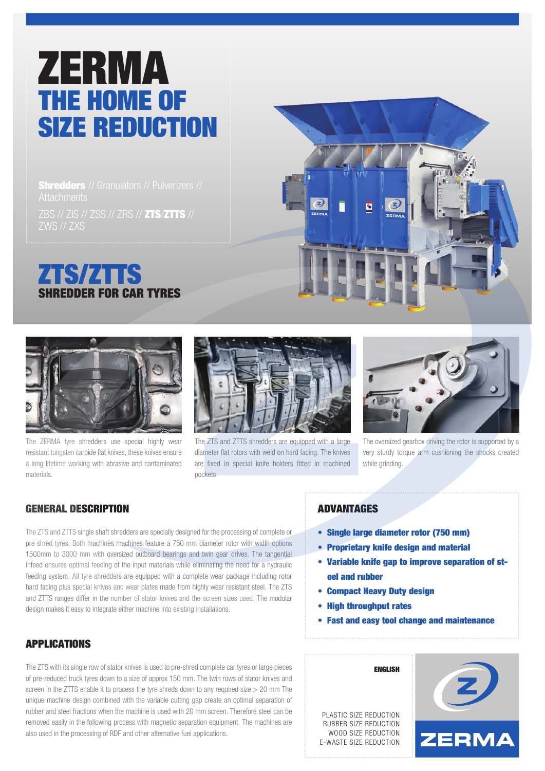# ZERMA

## THE HOME OF SIZE REDUCTION

**Shredders** // Granulators // Pulverizers // Attachments

ZBS // ZIS // ZSS // ZRS // **ZTS/ZTTS** // ZWS // ZXS

# ZTS/ZTTS

## SHREDDER FOR CAR TYRES

The ZERMA tyre shredders use special highly wear resistant tungsten carbide flat knives, these knives ensure a long lifetime working with abrasive and contaminated materials.

The ZTS and ZTTS shredders are equipped with a large diameter flat rotors with weld on hard facing. The knives are fixed in special knife holders fitted in machined pockets.

The oversized gearbox driving the rotor is supported by a very sturdy torque arm cushioning the shocks created while grinding.

## GENERAL DESCRIPTION

The ZTS and ZTTS single shaft shredders are specially designed for the processing of complete or pre shred tyres. Both machines machines feature a 750 mm diameter rotor with width options 1500mm to 3000 mm with oversized outboard bearings and twin gear drives. The tangential infeed ensures optimal feeding of the input materials while eliminating the need for a hydraulic feeding system. All tyre shredders are equipped with a complete wear package including rotor hard facing plus special knives and wear plates made from highly wear resistant steel. The ZTS and ZTTS ranges differ in the number of stator knives and the screen sizes used. The modular design makes it easy to integrate either machine into existing installations.

## APPLICATIONS

The ZTS with its single row of stator knives is used to pre-shred complete car tyres or large pieces of pre-reduced truck tyres down to a size of approx 150 mm. The twin rows of stator knives and screen in the ZTTS enable it to process the tyre shreds down to any required size > 20 mm The unique machine design combined with the variable cutting gap create an optimal separation of rubber and steel fractions when the machine is used with 20 mm screen. Therefore steel can be removed easily in the following process with magnetic separation equipment. The machines are also used in the processing of RDF and other alternative fuel applications.

## ADVANTAGES

- **Single large diameter rotor (750 mm)**
- **Proprietary knife design and material**
- **Variable knife gap to improve separation of steel and rubber**
- **Compact Heavy Duty design**
- **High throughput rates**
- **Fast and easy tool change and maintenance**

**ENGLISH**

PLASTIC SIZE REDUCTION
RUBBER SIZE REDUCTION
WOOD SIZE REDUCTION
E-WASTE SIZE REDUCTION

ZERMA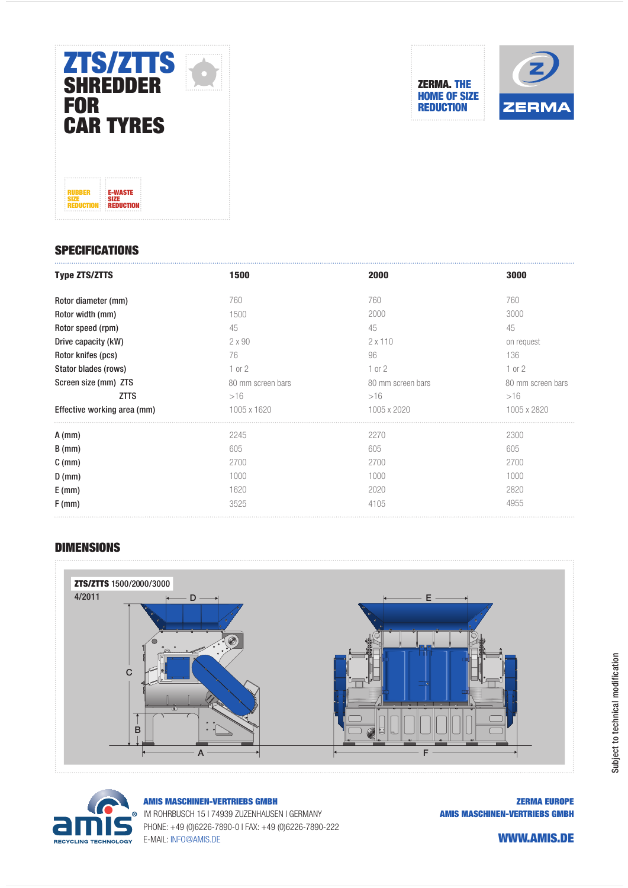# ZTS/ZTTS SHREDDER FOR CAR TYRES

RUBBER SIZE REDUCTION

E-WASTE SIZE REDUCTION

ZERMA. THE HOME OF SIZE REDUCTION

ZERMA

## SPECIFICATIONS

| Type ZTS/ZTTS | 1500 | 2000 | 3000 |
|---|---|---|---|
| Rotor diameter (mm) | 760 | 760 | 760 |
| Rotor width (mm) | 1500 | 2000 | 3000 |
| Rotor speed (rpm) | 45 | 45 | 45 |
| Drive capacity (kW) | 2 x 90 | 2 x 110 | on request |
| Rotor knifes (pcs) | 76 | 96 | 136 |
| Stator blades (rows) | 1 or 2 | 1 or 2 | 1 or 2 |
| Screen size (mm) ZTS | 80 mm screen bars | 80 mm screen bars | 80 mm screen bars |
| ZTTS | >16 | >16 | >16 |
| Effective working area (mm) | 1005 x 1620 | 1005 x 2020 | 1005 x 2820 |
| A (mm) | 2245 | 2270 | 2300 |
| B (mm) | 605 | 605 | 605 |
| C (mm) | 2700 | 2700 | 2700 |
| D (mm) | 1000 | 1000 | 1000 |
| E (mm) | 1620 | 2020 | 2820 |
| F (mm) | 3525 | 4105 | 4955 |

## DIMENSIONS

**ZTS/ZTTS** 1500/2000/3000

4/2011

D
C
B
A
E
F

Subject to technical modification

amis RECYCLING TECHNOLOGY

**AMIS MASCHINEN-VERTRIEBS GMBH**
IM ROHRBUSCH 15 I 74939 ZUZENHAUSEN I GERMANY
PHONE: +49 (0)6226-7890-0 I FAX: +49 (0)6226-7890-222
E-MAIL: INFO@AMIS.DE

**ZERMA EUROPE**
**AMIS MASCHINEN-VERTRIEBS GMBH**

**WWW.AMIS.DE**